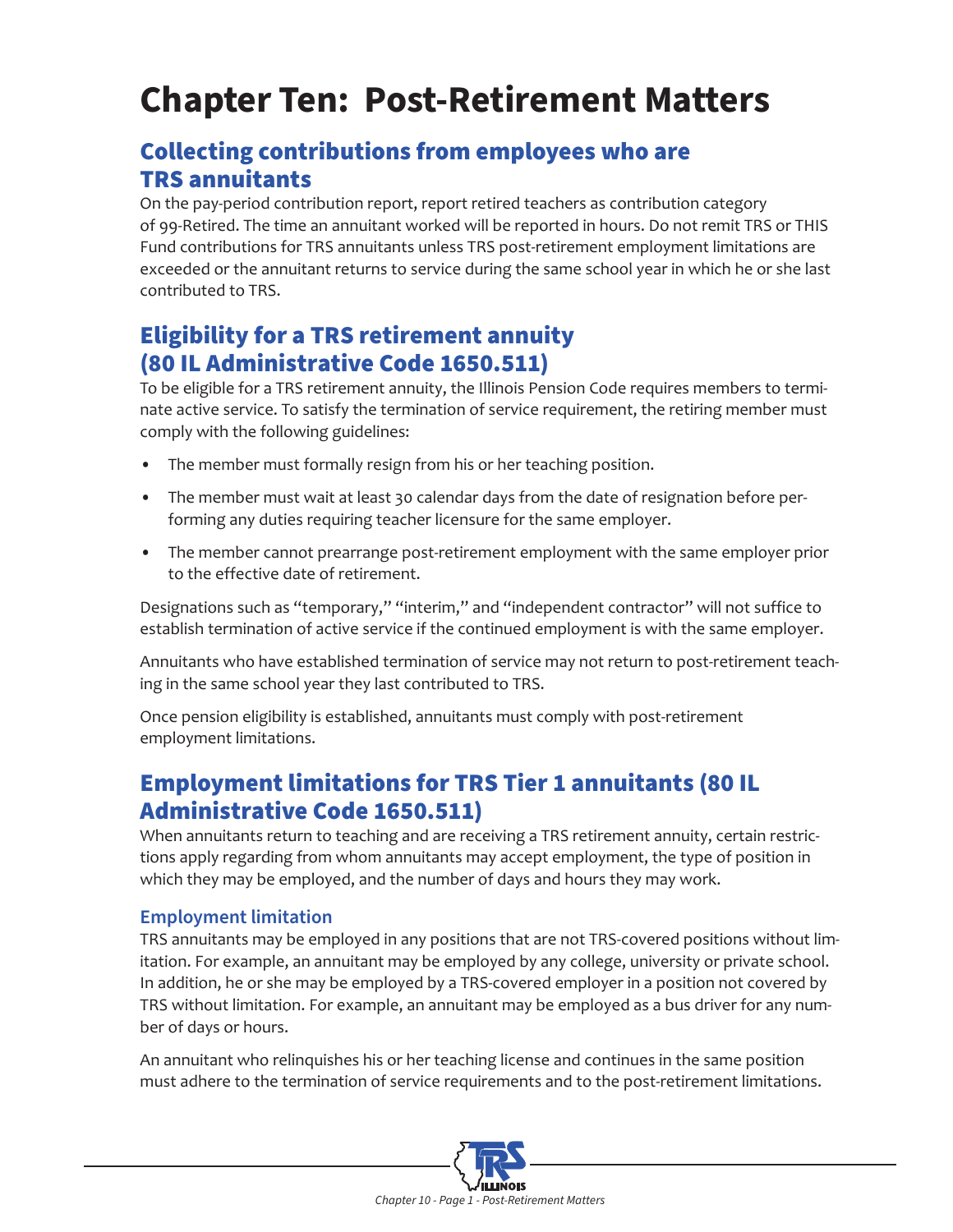# Chapter Ten: Post-Retirement Matters

## Collecting contributions from employees who are TRS annuitants

On the pay-period contribution report, report retired teachers as contribution category of 99-Retired. The time an annuitant worked will be reported in hours. Do not remit TRS or THIS Fund contributions for TRS annuitants unless TRS post-retirement employment limitations are exceeded or the annuitant returns to service during the same school year in which he or she last contributed to TRS.

## Eligibility for a TRS retirement annuity (80 IL Administrative Code 1650.511)

To be eligible for a TRS retirement annuity, the Illinois Pension Code requires members to terminate active service. To satisfy the termination of service requirement, the retiring member must comply with the following guidelines:

- The member must formally resign from his or her teaching position.
- The member must wait at least 30 calendar days from the date of resignation before performing any duties requiring teacher licensure for the same employer.
- The member cannot prearrange post-retirement employment with the same employer prior to the effective date of retirement.

Designations such as "temporary," "interim," and "independent contractor" will not suffice to establish termination of active service if the continued employment is with the same employer.

Annuitants who have established termination of service may not return to post-retirement teaching in the same school year they last contributed to TRS.

Once pension eligibility is established, annuitants must comply with post-retirement employment limitations.

## Employment limitations for TRS Tier 1 annuitants (80 IL Administrative Code 1650.511)

When annuitants return to teaching and are receiving a TRS retirement annuity, certain restrictions apply regarding from whom annuitants may accept employment, the type of position in which they may be employed, and the number of days and hours they may work.

### Employment limitation

TRS annuitants may be employed in any positions that are not TRS-covered positions without limitation. For example, an annuitant may be employed by any college, university or private school. In addition, he or she may be employed by a TRS-covered employer in a position not covered by TRS without limitation. For example, an annuitant may be employed as a bus driver for any number of days or hours.

An annuitant who relinquishes his or her teaching license and continues in the same position must adhere to the termination of service requirements and to the post-retirement limitations.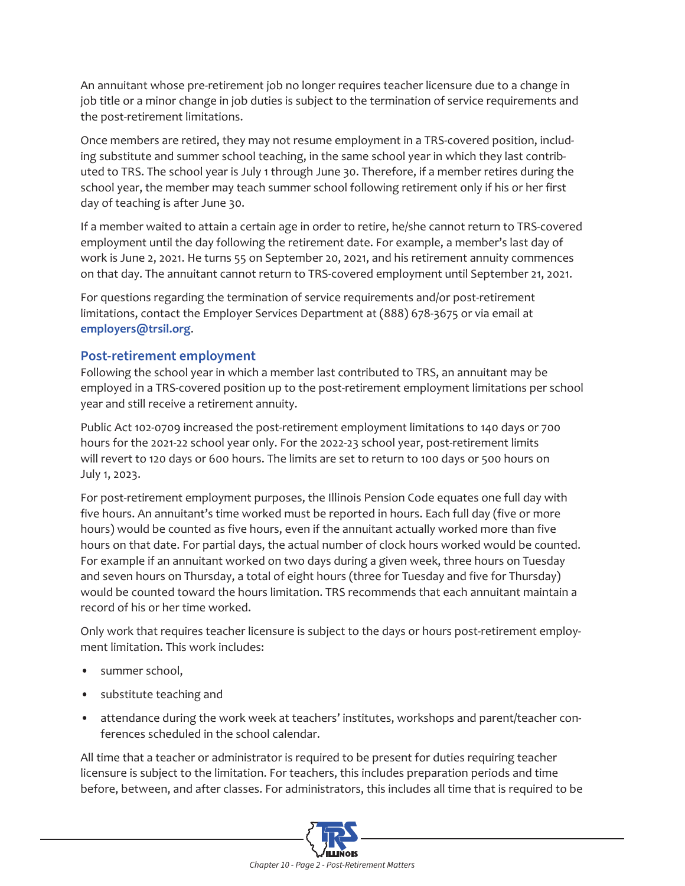An annuitant whose pre-retirement job no longer requires teacher licensure due to a change in job title or a minor change in job duties is subject to the termination of service requirements and the post-retirement limitations.

Once members are retired, they may not resume employment in a TRS-covered position, including substitute and summer school teaching, in the same school year in which they last contributed to TRS. The school year is July 1 through June 30. Therefore, if a member retires during the school year, the member may teach summer school following retirement only if his or her first day of teaching is after June 30.

If a member waited to attain a certain age in order to retire, he/she cannot return to TRS-covered employment until the day following the retirement date. For example, a member's last day of work is June 2, 2021. He turns 55 on September 20, 2021, and his retirement annuity commences on that day. The annuitant cannot return to TRS-covered employment until September 21, 2021.

For questions regarding the termination of service requirements and/or post-retirement limitations, contact the Employer Services Department at (888) 678-3675 or via email at **employers@trsil.org**.

## Post-retirement employment

Following the school year in which a member last contributed to TRS, an annuitant may be employed in a TRS-covered position up to the post-retirement employment limitations per school year and still receive a retirement annuity.

Public Act 102-0709 increased the post-retirement employment limitations to 140 days or 700 hours for the 2021-22 school year only. For the 2022-23 school year, post-retirement limits will revert to 120 days or 600 hours. The limits are set to return to 100 days or 500 hours on July 1, 2023.

For post-retirement employment purposes, the Illinois Pension Code equates one full day with five hours. An annuitant's time worked must be reported in hours. Each full day (five or more hours) would be counted as five hours, even if the annuitant actually worked more than five hours on that date. For partial days, the actual number of clock hours worked would be counted. For example if an annuitant worked on two days during a given week, three hours on Tuesday and seven hours on Thursday, a total of eight hours (three for Tuesday and five for Thursday) would be counted toward the hours limitation. TRS recommends that each annuitant maintain a record of his or her time worked.

Only work that requires teacher licensure is subject to the days or hours post-retirement employment limitation. This work includes:

- summer school,
- substitute teaching and
- attendance during the work week at teachers' institutes, workshops and parent/teacher conferences scheduled in the school calendar.

All time that a teacher or administrator is required to be present for duties requiring teacher licensure is subject to the limitation. For teachers, this includes preparation periods and time before, between, and after classes. For administrators, this includes all time that is required to be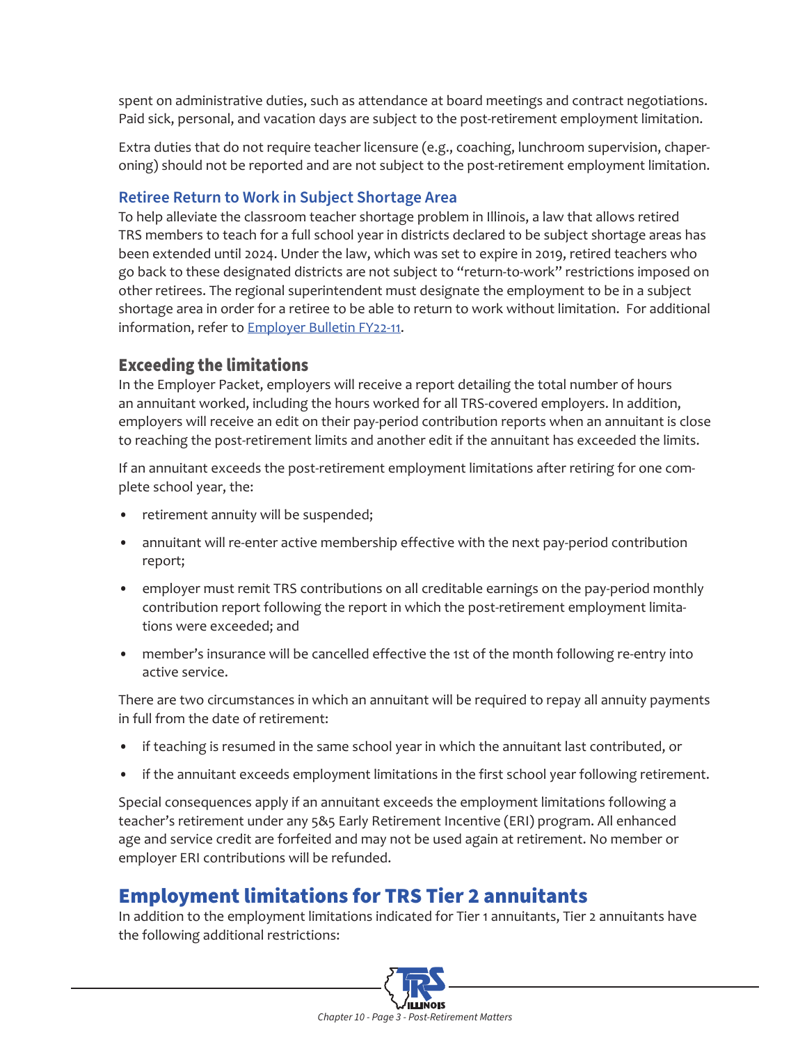spent on administrative duties, such as attendance at board meetings and contract negotiations. Paid sick, personal, and vacation days are subject to the post-retirement employment limitation.

Extra duties that do not require teacher licensure (e.g., coaching, lunchroom supervision, chaperoning) should not be reported and are not subject to the post-retirement employment limitation.

### Retiree Return to Work in Subject Shortage Area

To help alleviate the classroom teacher shortage problem in Illinois, a law that allows retired TRS members to teach for a full school year in districts declared to be subject shortage areas has been extended until 2024. Under the law, which was set to expire in 2019, retired teachers who go back to these designated districts are not subject to "return-to-work" restrictions imposed on other retirees. The regional superintendent must designate the employment to be in a subject shortage area in order for a retiree to be able to return to work without limitation. For additional information, refer to [Employer Bulletin FY22-11](Employer Bulletin FY22-11).

### Exceeding the limitations

In the Employer Packet, employers will receive a report detailing the total number of hours an annuitant worked, including the hours worked for all TRS-covered employers. In addition, employers will receive an edit on their pay-period contribution reports when an annuitant is close to reaching the post-retirement limits and another edit if the annuitant has exceeded the limits.

If an annuitant exceeds the post-retirement employment limitations after retiring for one complete school year, the:

- retirement annuity will be suspended;
- annuitant will re-enter active membership effective with the next pay-period contribution report;
- employer must remit TRS contributions on all creditable earnings on the pay-period monthly contribution report following the report in which the post-retirement employment limitations were exceeded; and
- member's insurance will be cancelled effective the 1st of the month following re-entry into active service.

There are two circumstances in which an annuitant will be required to repay all annuity payments in full from the date of retirement:

- if teaching is resumed in the same school year in which the annuitant last contributed, or
- if the annuitant exceeds employment limitations in the first school year following retirement.

Special consequences apply if an annuitant exceeds the employment limitations following a teacher's retirement under any 5&5 Early Retirement Incentive (ERI) program. All enhanced age and service credit are forfeited and may not be used again at retirement. No member or employer ERI contributions will be refunded.

## Employment limitations for TRS Tier 2 annuitants

In addition to the employment limitations indicated for Tier 1 annuitants, Tier 2 annuitants have the following additional restrictions: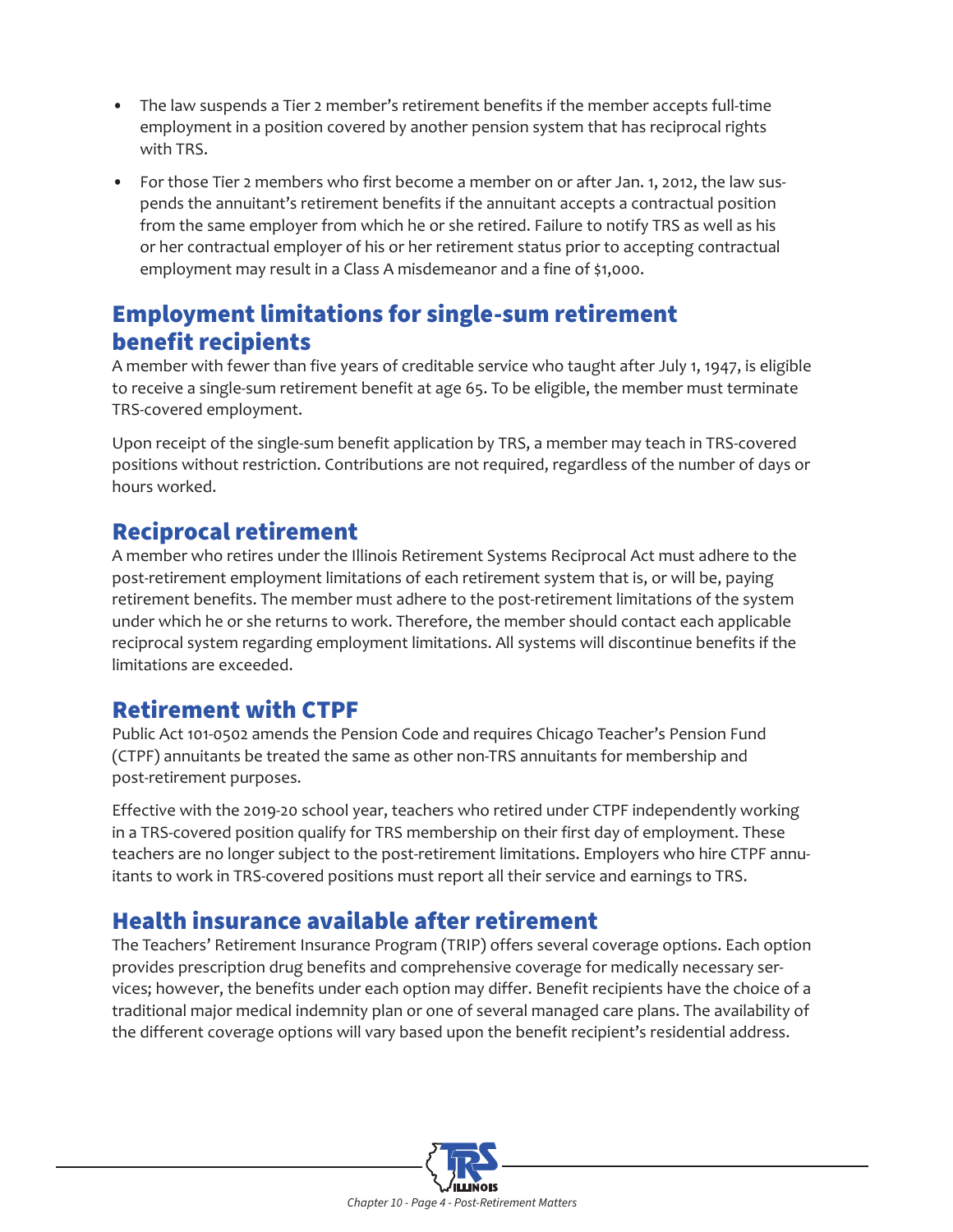- The law suspends a Tier 2 member's retirement benefits if the member accepts full-time employment in a position covered by another pension system that has reciprocal rights with TRS.
- For those Tier 2 members who first become a member on or after Jan. 1, 2012, the law suspends the annuitant's retirement benefits if the annuitant accepts a contractual position from the same employer from which he or she retired. Failure to notify TRS as well as his or her contractual employer of his or her retirement status prior to accepting contractual employment may result in a Class A misdemeanor and a fine of $1,000.

## Employment limitations for single-sum retirement benefit recipients

A member with fewer than five years of creditable service who taught after July 1, 1947, is eligible to receive a single-sum retirement benefit at age 65. To be eligible, the member must terminate TRS-covered employment.

Upon receipt of the single-sum benefit application by TRS, a member may teach in TRS-covered positions without restriction. Contributions are not required, regardless of the number of days or hours worked.

## Reciprocal retirement

A member who retires under the Illinois Retirement Systems Reciprocal Act must adhere to the post-retirement employment limitations of each retirement system that is, or will be, paying retirement benefits. The member must adhere to the post-retirement limitations of the system under which he or she returns to work. Therefore, the member should contact each applicable reciprocal system regarding employment limitations. All systems will discontinue benefits if the limitations are exceeded.

## Retirement with CTPF

Public Act 101-0502 amends the Pension Code and requires Chicago Teacher's Pension Fund (CTPF) annuitants be treated the same as other non-TRS annuitants for membership and post-retirement purposes.

Effective with the 2019-20 school year, teachers who retired under CTPF independently working in a TRS-covered position qualify for TRS membership on their first day of employment. These teachers are no longer subject to the post-retirement limitations. Employers who hire CTPF annuitants to work in TRS-covered positions must report all their service and earnings to TRS.

## Health insurance available after retirement

The Teachers' Retirement Insurance Program (TRIP) offers several coverage options. Each option provides prescription drug benefits and comprehensive coverage for medically necessary services; however, the benefits under each option may differ. Benefit recipients have the choice of a traditional major medical indemnity plan or one of several managed care plans. The availability of the different coverage options will vary based upon the benefit recipient's residential address.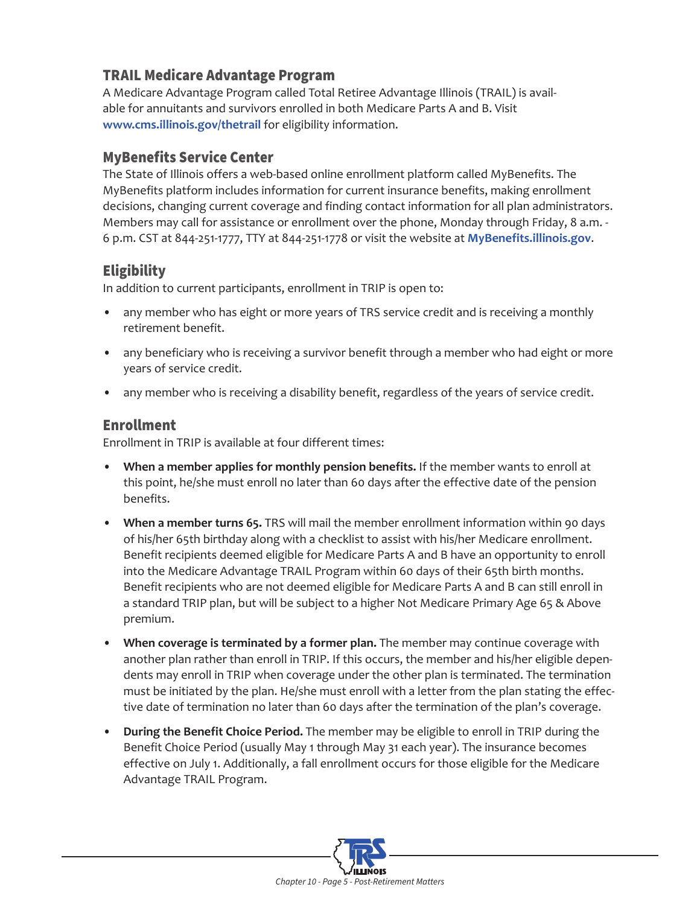## TRAIL Medicare Advantage Program

A Medicare Advantage Program called Total Retiree Advantage Illinois (TRAIL) is available for annuitants and survivors enrolled in both Medicare Parts A and B. Visit **www.cms.illinois.gov/thetrail** for eligibility information.

## MyBenefits Service Center

The State of Illinois offers a web-based online enrollment platform called MyBenefits. The MyBenefits platform includes information for current insurance benefits, making enrollment decisions, changing current coverage and finding contact information for all plan administrators. Members may call for assistance or enrollment over the phone, Monday through Friday, 8 a.m. - 6 p.m. CST at 844-251-1777, TTY at 844-251-1778 or visit the website at **MyBenefits.illinois.gov**.

## Eligibility

In addition to current participants, enrollment in TRIP is open to:

- any member who has eight or more years of TRS service credit and is receiving a monthly retirement benefit.
- any beneficiary who is receiving a survivor benefit through a member who had eight or more years of service credit.
- any member who is receiving a disability benefit, regardless of the years of service credit.

## Enrollment

Enrollment in TRIP is available at four different times:

- **When a member applies for monthly pension benefits.** If the member wants to enroll at this point, he/she must enroll no later than 60 days after the effective date of the pension benefits.
- **When a member turns 65.** TRS will mail the member enrollment information within 90 days of his/her 65th birthday along with a checklist to assist with his/her Medicare enrollment. Benefit recipients deemed eligible for Medicare Parts A and B have an opportunity to enroll into the Medicare Advantage TRAIL Program within 60 days of their 65th birth months. Benefit recipients who are not deemed eligible for Medicare Parts A and B can still enroll in a standard TRIP plan, but will be subject to a higher Not Medicare Primary Age 65 & Above premium.
- **When coverage is terminated by a former plan.** The member may continue coverage with another plan rather than enroll in TRIP. If this occurs, the member and his/her eligible dependents may enroll in TRIP when coverage under the other plan is terminated. The termination must be initiated by the plan. He/she must enroll with a letter from the plan stating the effective date of termination no later than 60 days after the termination of the plan's coverage.
- **During the Benefit Choice Period.** The member may be eligible to enroll in TRIP during the Benefit Choice Period (usually May 1 through May 31 each year). The insurance becomes effective on July 1. Additionally, a fall enrollment occurs for those eligible for the Medicare Advantage TRAIL Program.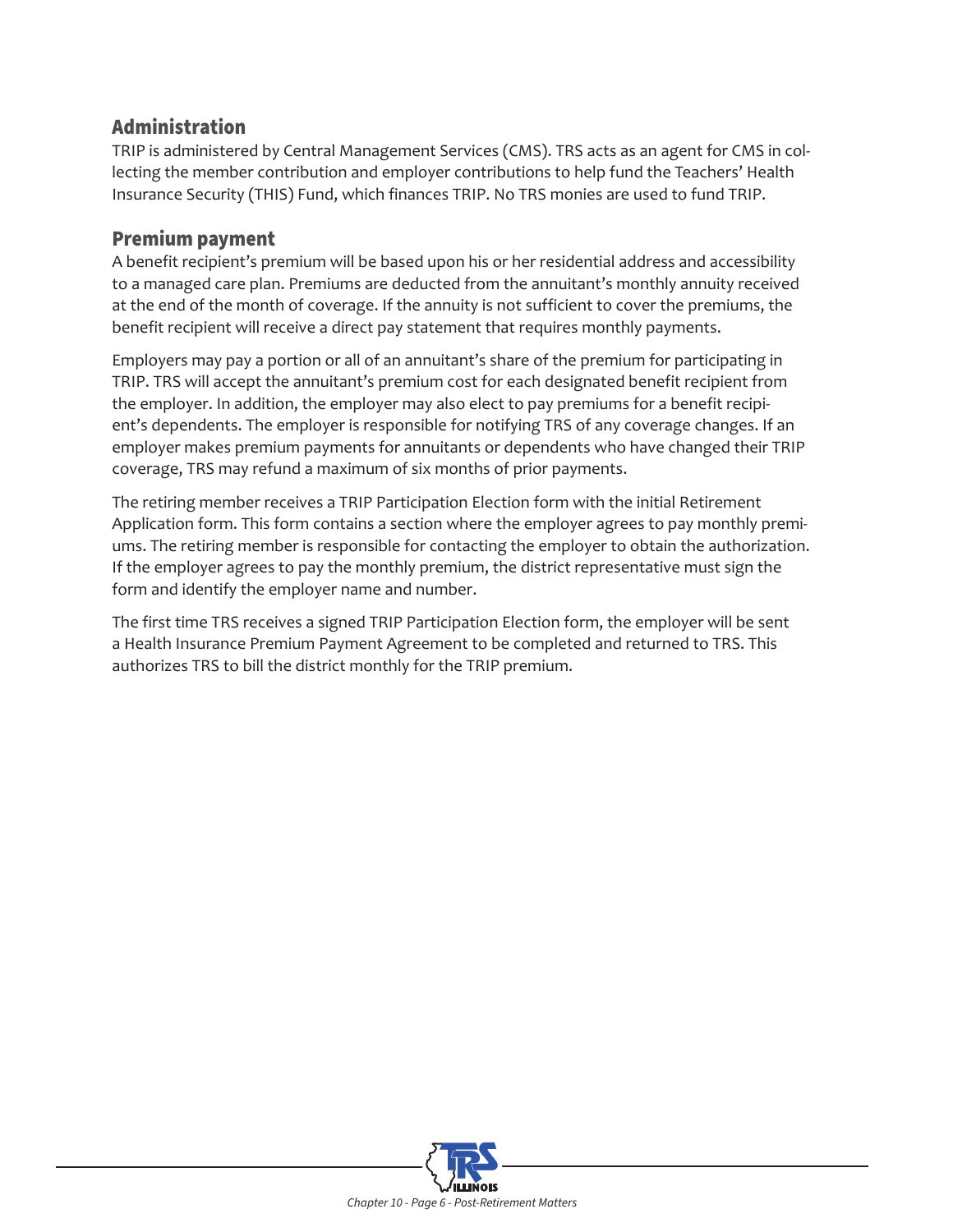## Administration

TRIP is administered by Central Management Services (CMS). TRS acts as an agent for CMS in collecting the member contribution and employer contributions to help fund the Teachers' Health Insurance Security (THIS) Fund, which finances TRIP. No TRS monies are used to fund TRIP.

## Premium payment

A benefit recipient's premium will be based upon his or her residential address and accessibility to a managed care plan. Premiums are deducted from the annuitant's monthly annuity received at the end of the month of coverage. If the annuity is not sufficient to cover the premiums, the benefit recipient will receive a direct pay statement that requires monthly payments.

Employers may pay a portion or all of an annuitant's share of the premium for participating in TRIP. TRS will accept the annuitant's premium cost for each designated benefit recipient from the employer. In addition, the employer may also elect to pay premiums for a benefit recipient's dependents. The employer is responsible for notifying TRS of any coverage changes. If an employer makes premium payments for annuitants or dependents who have changed their TRIP coverage, TRS may refund a maximum of six months of prior payments.

The retiring member receives a TRIP Participation Election form with the initial Retirement Application form. This form contains a section where the employer agrees to pay monthly premiums. The retiring member is responsible for contacting the employer to obtain the authorization. If the employer agrees to pay the monthly premium, the district representative must sign the form and identify the employer name and number.

The first time TRS receives a signed TRIP Participation Election form, the employer will be sent a Health Insurance Premium Payment Agreement to be completed and returned to TRS. This authorizes TRS to bill the district monthly for the TRIP premium.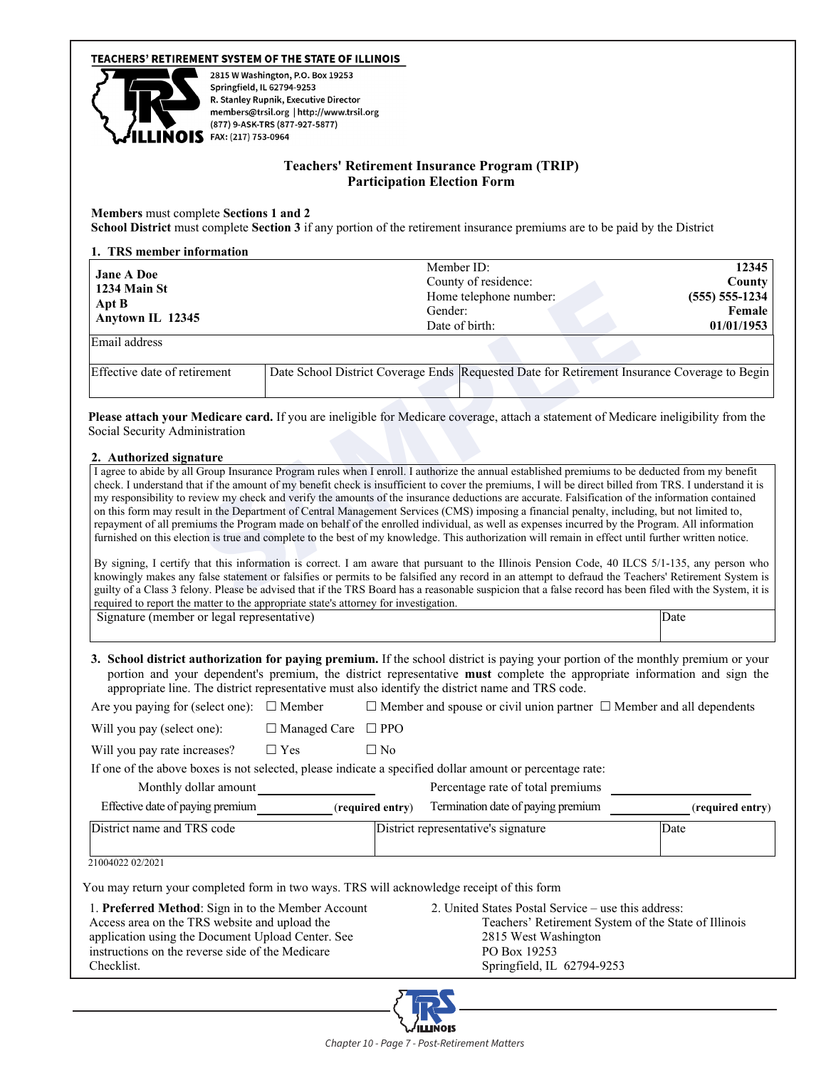**TEACHERS' RETIREMENT SYSTEM OF THE STATE OF ILLINOIS**

2815 W Washington, P.O. Box 19253
Springfield, IL 62794-9253
R. Stanley Rupnik, Executive Director
members@trsil.org | http://www.trsil.org
(877) 9-ASK-TRS (877-927-5877)
FAX: (217) 753-0964

# Teachers' Retirement Insurance Program (TRIP) Participation Election Form

**Members** must complete **Sections 1 and 2**
**School District** must complete **Section 3** if any portion of the retirement insurance premiums are to be paid by the District

## 1. TRS member information

| | | |
|---|---|---|
| **Jane A Doe**<br>**1234 Main St**<br>**Apt B**<br>**Anytown IL 12345** | Member ID:<br>County of residence:<br>Home telephone number:<br>Gender:<br>Date of birth: | **12345**<br>**County**<br>**(555) 555-1234**<br>**Female**<br>**01/01/1953** |
| Email address | | |

| Effective date of retirement | Date School District Coverage Ends | Requested Date for Retirement Insurance Coverage to Begin |
|---|---|---|
| | | |

**Please attach your Medicare card.** If you are ineligible for Medicare coverage, attach a statement of Medicare ineligibility from the Social Security Administration

## 2. Authorized signature

I agree to abide by all Group Insurance Program rules when I enroll. I authorize the annual established premiums to be deducted from my benefit check. I understand that if the amount of my benefit check is insufficient to cover the premiums, I will be direct billed from TRS. I understand it is my responsibility to review my check and verify the amounts of the insurance deductions are accurate. Falsification of the information contained on this form may result in the Department of Central Management Services (CMS) imposing a financial penalty, including, but not limited to, repayment of all premiums the Program made on behalf of the enrolled individual, as well as expenses incurred by the Program. All information furnished on this election is true and complete to the best of my knowledge. This authorization will remain in effect until further written notice.

By signing, I certify that this information is correct. I am aware that pursuant to the Illinois Pension Code, 40 ILCS 5/1-135, any person who knowingly makes any false statement or falsifies or permits to be falsified any record in an attempt to defraud the Teachers' Retirement System is guilty of a Class 3 felony. Please be advised that if the TRS Board has a reasonable suspicion that a false record has been filed with the System, it is required to report the matter to the appropriate state's attorney for investigation.

| Signature (member or legal representative) | Date |
|---|---|
| | |

## 3. School district authorization for paying premium.

**3. School district authorization for paying premium.** If the school district is paying your portion of the monthly premium or your portion and your dependent's premium, the district representative **must** complete the appropriate information and sign the appropriate line. The district representative must also identify the district name and TRS code.

Are you paying for (select one): ☐ Member ☐ Member and spouse or civil union partner ☐ Member and all dependents

Will you pay (select one): ☐ Managed Care ☐ PPO

Will you pay rate increases? ☐ Yes ☐ No

If one of the above boxes is not selected, please indicate a specified dollar amount or percentage rate:

Monthly dollar amount ____________ Percentage rate of total premiums ____________

Effective date of paying premium ____________ (**required entry**) Termination date of paying premium ____________ (**required entry**)

| District name and TRS code | District representative's signature | Date |
|---|---|---|
| | | |

21004022 02/2021

You may return your completed form in two ways. TRS will acknowledge receipt of this form

1. **Preferred Method**: Sign in to the Member Account Access area on the TRS website and upload the application using the Document Upload Center. See instructions on the reverse side of the Medicare Checklist.

2. United States Postal Service – use this address:
   Teachers' Retirement System of the State of Illinois
   2815 West Washington
   PO Box 19253
   Springfield, IL 62794-9253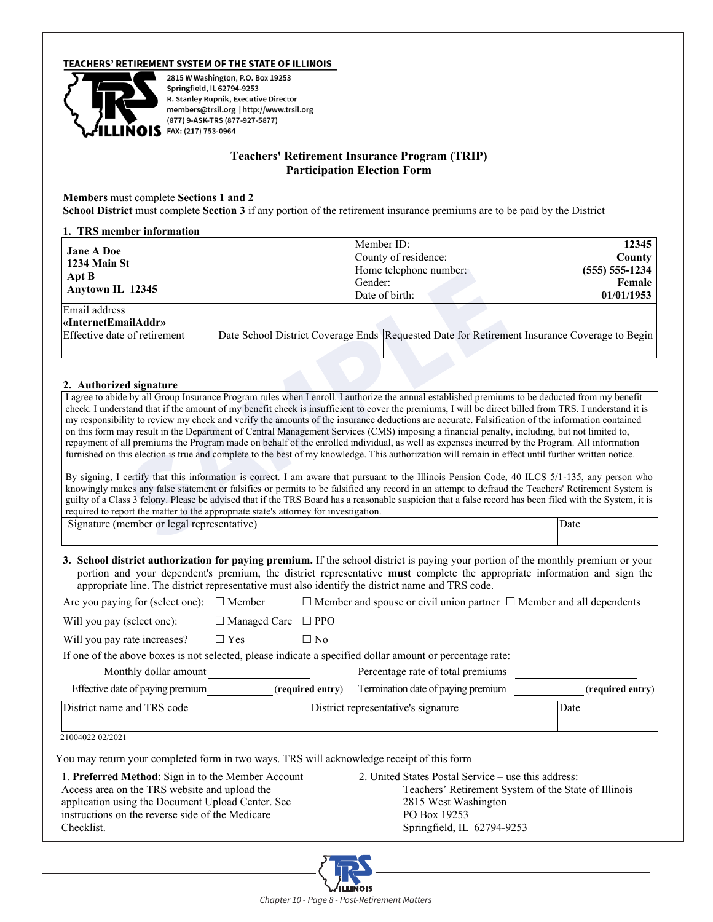TEACHERS' RETIREMENT SYSTEM OF THE STATE OF ILLINOIS

2815 W Washington, P.O. Box 19253
Springfield, IL 62794-9253
R. Stanley Rupnik, Executive Director
members@trsil.org | http://www.trsil.org
(877) 9-ASK-TRS (877-927-5877)
FAX: (217) 753-0964

# Teachers' Retirement Insurance Program (TRIP) Participation Election Form

**Members** must complete **Sections 1 and 2**
**School District** must complete **Section 3** if any portion of the retirement insurance premiums are to be paid by the District

## 1. TRS member information

| | | |
|---|---|---|
| **Jane A Doe**<br>**1234 Main St**<br>**Apt B**<br>**Anytown IL 12345** | Member ID:<br>County of residence:<br>Home telephone number:<br>Gender:<br>Date of birth: | **12345**<br>**County**<br>**(555) 555-1234**<br>**Female**<br>**01/01/1953** |
| Email address<br>**«InternetEmailAddr»** | | |

| Effective date of retirement | Date School District Coverage Ends | Requested Date for Retirement Insurance Coverage to Begin |
|---|---|---|
| | | |

## 2. Authorized signature

I agree to abide by all Group Insurance Program rules when I enroll. I authorize the annual established premiums to be deducted from my benefit check. I understand that if the amount of my benefit check is insufficient to cover the premiums, I will be direct billed from TRS. I understand it is my responsibility to review my check and verify the amounts of the insurance deductions are accurate. Falsification of the information contained on this form may result in the Department of Central Management Services (CMS) imposing a financial penalty, including, but not limited to, repayment of all premiums the Program made on behalf of the enrolled individual, as well as expenses incurred by the Program. All information furnished on this election is true and complete to the best of my knowledge. This authorization will remain in effect until further written notice.

By signing, I certify that this information is correct. I am aware that pursuant to the Illinois Pension Code, 40 ILCS 5/1-135, any person who knowingly makes any false statement or falsifies or permits to be falsified any record in an attempt to defraud the Teachers' Retirement System is guilty of a Class 3 felony. Please be advised that if the TRS Board has a reasonable suspicion that a false record has been filed with the System, it is required to report the matter to the appropriate state's attorney for investigation.

| Signature (member or legal representative) | Date |
|---|---|
| | |

## 3. School district authorization for paying premium.

If the school district is paying your portion of the monthly premium or your portion and your dependent's premium, the district representative **must** complete the appropriate information and sign the appropriate line. The district representative must also identify the district name and TRS code.

Are you paying for (select one): ☐ Member ☐ Member and spouse or civil union partner ☐ Member and all dependents

Will you pay (select one): ☐ Managed Care ☐ PPO

Will you pay rate increases? ☐ Yes ☐ No

If one of the above boxes is not selected, please indicate a specified dollar amount or percentage rate:

Monthly dollar amount ____________ Percentage rate of total premiums ____________

Effective date of paying premium ____________ (**required entry**) Termination date of paying premium ____________ (**required entry**)

| District name and TRS code | District representative's signature | Date |
|---|---|---|
| | | |

21004022 02/2021

You may return your completed form in two ways. TRS will acknowledge receipt of this form

1. **Preferred Method**: Sign in to the Member Account Access area on the TRS website and upload the application using the Document Upload Center. See instructions on the reverse side of the Medicare Checklist.

2. United States Postal Service – use this address:
Teachers' Retirement System of the State of Illinois
2815 West Washington
PO Box 19253
Springfield, IL 62794-9253